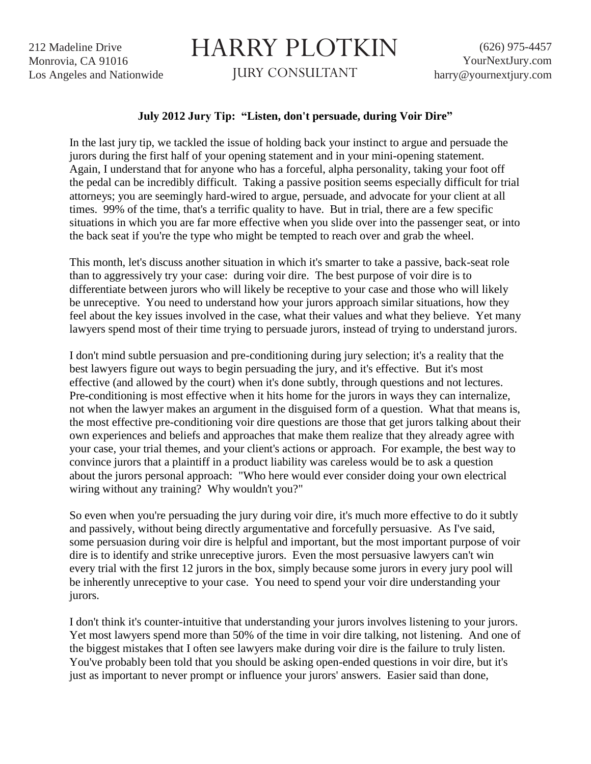212 Madeline Drive
Monrovia, CA 91016
Los Angeles and Nationwide

# HARRY PLOTKIN

JURY CONSULTANT

(626) 975-4457
YourNextJury.com
harry@yournextjury.com

**July 2012 Jury Tip: "Listen, don't persuade, during Voir Dire"**

In the last jury tip, we tackled the issue of holding back your instinct to argue and persuade the jurors during the first half of your opening statement and in your mini-opening statement. Again, I understand that for anyone who has a forceful, alpha personality, taking your foot off the pedal can be incredibly difficult. Taking a passive position seems especially difficult for trial attorneys; you are seemingly hard-wired to argue, persuade, and advocate for your client at all times. 99% of the time, that's a terrific quality to have. But in trial, there are a few specific situations in which you are far more effective when you slide over into the passenger seat, or into the back seat if you're the type who might be tempted to reach over and grab the wheel.

This month, let's discuss another situation in which it's smarter to take a passive, back-seat role than to aggressively try your case: during voir dire. The best purpose of voir dire is to differentiate between jurors who will likely be receptive to your case and those who will likely be unreceptive. You need to understand how your jurors approach similar situations, how they feel about the key issues involved in the case, what their values and what they believe. Yet many lawyers spend most of their time trying to persuade jurors, instead of trying to understand jurors.

I don't mind subtle persuasion and pre-conditioning during jury selection; it's a reality that the best lawyers figure out ways to begin persuading the jury, and it's effective. But it's most effective (and allowed by the court) when it's done subtly, through questions and not lectures. Pre-conditioning is most effective when it hits home for the jurors in ways they can internalize, not when the lawyer makes an argument in the disguised form of a question. What that means is, the most effective pre-conditioning voir dire questions are those that get jurors talking about their own experiences and beliefs and approaches that make them realize that they already agree with your case, your trial themes, and your client's actions or approach. For example, the best way to convince jurors that a plaintiff in a product liability was careless would be to ask a question about the jurors personal approach: "Who here would ever consider doing your own electrical wiring without any training? Why wouldn't you?"

So even when you're persuading the jury during voir dire, it's much more effective to do it subtly and passively, without being directly argumentative and forcefully persuasive. As I've said, some persuasion during voir dire is helpful and important, but the most important purpose of voir dire is to identify and strike unreceptive jurors. Even the most persuasive lawyers can't win every trial with the first 12 jurors in the box, simply because some jurors in every jury pool will be inherently unreceptive to your case. You need to spend your voir dire understanding your jurors.

I don't think it's counter-intuitive that understanding your jurors involves listening to your jurors. Yet most lawyers spend more than 50% of the time in voir dire talking, not listening. And one of the biggest mistakes that I often see lawyers make during voir dire is the failure to truly listen. You've probably been told that you should be asking open-ended questions in voir dire, but it's just as important to never prompt or influence your jurors' answers. Easier said than done,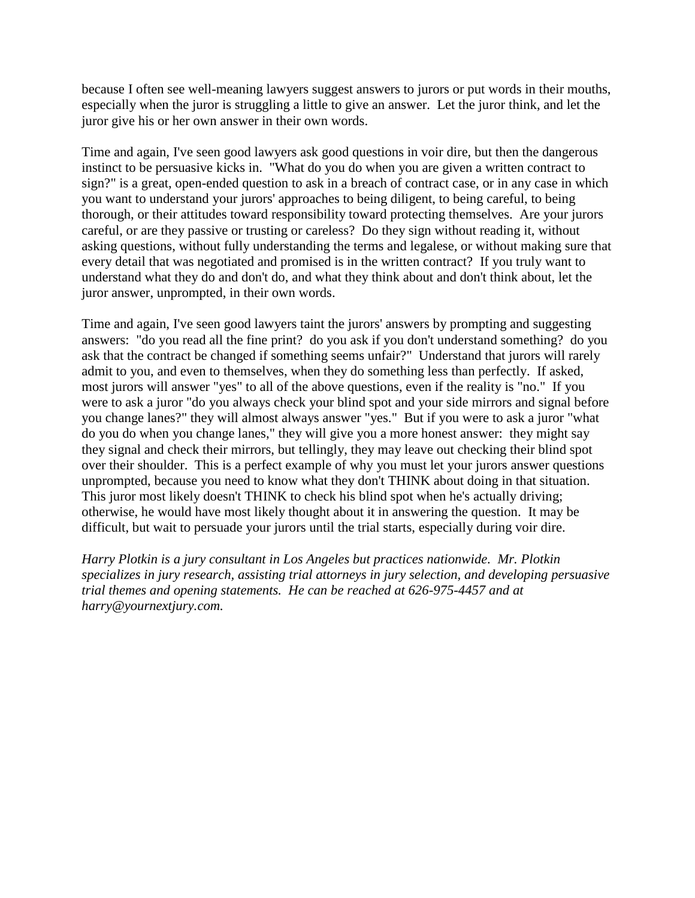because I often see well-meaning lawyers suggest answers to jurors or put words in their mouths, especially when the juror is struggling a little to give an answer. Let the juror think, and let the juror give his or her own answer in their own words.

Time and again, I've seen good lawyers ask good questions in voir dire, but then the dangerous instinct to be persuasive kicks in. "What do you do when you are given a written contract to sign?" is a great, open-ended question to ask in a breach of contract case, or in any case in which you want to understand your jurors' approaches to being diligent, to being careful, to being thorough, or their attitudes toward responsibility toward protecting themselves. Are your jurors careful, or are they passive or trusting or careless? Do they sign without reading it, without asking questions, without fully understanding the terms and legalese, or without making sure that every detail that was negotiated and promised is in the written contract? If you truly want to understand what they do and don't do, and what they think about and don't think about, let the juror answer, unprompted, in their own words.

Time and again, I've seen good lawyers taint the jurors' answers by prompting and suggesting answers: "do you read all the fine print? do you ask if you don't understand something? do you ask that the contract be changed if something seems unfair?" Understand that jurors will rarely admit to you, and even to themselves, when they do something less than perfectly. If asked, most jurors will answer "yes" to all of the above questions, even if the reality is "no." If you were to ask a juror "do you always check your blind spot and your side mirrors and signal before you change lanes?" they will almost always answer "yes." But if you were to ask a juror "what do you do when you change lanes," they will give you a more honest answer: they might say they signal and check their mirrors, but tellingly, they may leave out checking their blind spot over their shoulder. This is a perfect example of why you must let your jurors answer questions unprompted, because you need to know what they don't THINK about doing in that situation. This juror most likely doesn't THINK to check his blind spot when he's actually driving; otherwise, he would have most likely thought about it in answering the question. It may be difficult, but wait to persuade your jurors until the trial starts, especially during voir dire.

*Harry Plotkin is a jury consultant in Los Angeles but practices nationwide. Mr. Plotkin specializes in jury research, assisting trial attorneys in jury selection, and developing persuasive trial themes and opening statements. He can be reached at 626-975-4457 and at harry@yournextjury.com.*